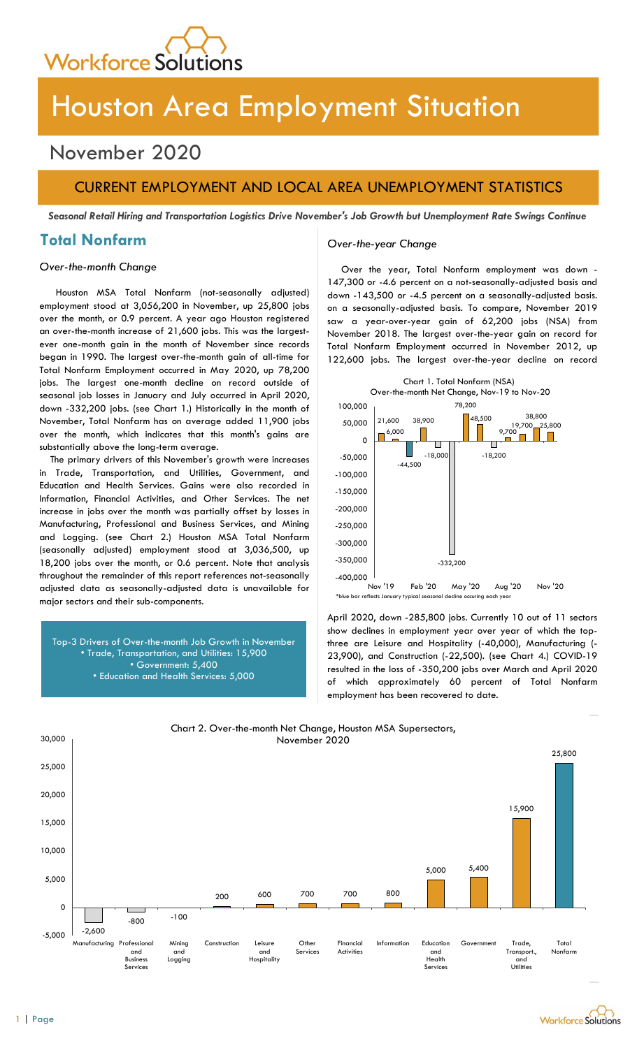Workforce Solutions

# Houston Area Employment Situation

## November 2020

### CURRENT EMPLOYMENT AND LOCAL AREA UNEMPLOYMENT STATISTICS

***Seasonal Retail Hiring and Transportation Logistics Drive November's Job Growth but Unemployment Rate Swings Continue***

## Total Nonfarm

*Over-the-month Change*

Houston MSA Total Nonfarm (not-seasonally adjusted) employment stood at 3,056,200 in November, up 25,800 jobs over the month, or 0.9 percent. A year ago Houston registered an over-the-month increase of 21,600 jobs. This was the largest-ever one-month gain in the month of November since records began in 1990. The largest over-the-month gain of all-time for Total Nonfarm Employment occurred in May 2020, up 78,200 jobs. The largest one-month decline on record outside of seasonal job losses in January and July occurred in April 2020, down -332,200 jobs. (see Chart 1.) Historically in the month of November, Total Nonfarm has on average added 11,900 jobs over the month, which indicates that this month's gains are substantially above the long-term average.

The primary drivers of this November's growth were increases in Trade, Transportation, and Utilities, Government, and Education and Health Services. Gains were also recorded in Information, Financial Activities, and Other Services. The net increase in jobs over the month was partially offset by losses in Manufacturing, Professional and Business Services, and Mining and Logging. (see Chart 2.) Houston MSA Total Nonfarm (seasonally adjusted) employment stood at 3,036,500, up 18,200 jobs over the month, or 0.6 percent. Note that analysis throughout the remainder of this report references not-seasonally adjusted data as seasonally-adjusted data is unavailable for major sectors and their sub-components.

Top-3 Drivers of Over-the-month Job Growth in November
- Trade, Transportation, and Utilities: 15,900
- Government: 5,400
- Education and Health Services: 5,000

*Over-the-year Change*

Over the year, Total Nonfarm employment was down -147,300 or -4.6 percent on a not-seasonally-adjusted basis and down -143,500 or -4.5 percent on a seasonally-adjusted basis. To compare, November 2019 saw a year-over-year gain of 62,200 jobs (NSA) from November 2018. The largest over-the-year gain on record for Total Nonfarm Employment occurred in November 2012, up 122,600 jobs. The largest over-the-year decline on record April 2020, down -285,800 jobs. Currently 10 out of 11 sectors show declines in employment year over year of which the top-three are Leisure and Hospitality (-40,000), Manufacturing (-23,900), and Construction (-22,500). (see Chart 4.) COVID-19 resulted in the loss of -350,200 jobs over March and April 2020 of which approximately 60 percent of Total Nonfarm employment has been recovered to date.

Chart 1. Total Nonfarm (NSA) Over-the-month Net Change, Nov-19 to Nov-20

| Month | Net Change |
|---|---|
| Nov '19 | 21,600 |
| Dec '19 | 6,000 |
| Jan '20* | -44,500 |
| Feb '20 | 38,900 |
| Mar '20 | -18,000 |
| Apr '20 | -332,200 |
| May '20 | 78,200 |
| Jun '20 | 48,500 |
| Jul '20 | -18,200 |
| Aug '20 | 9,700 |
| Sep '20 | 19,700 |
| Oct '20 | 38,800 |
| Nov '20 | 25,800 |

*blue bar reflects January typical seasonal decline occuring each year

Chart 2. Over-the-month Net Change, Houston MSA Supersectors, November 2020

| Supersector | Net Change |
|---|---|
| Manufacturing | -2,600 |
| Professional and Business Services | -800 |
| Mining and Logging | -100 |
| Construction | 200 |
| Leisure and Hospitality | 600 |
| Other Services | 700 |
| Financial Activities | 700 |
| Information | 800 |
| Education and Health Services | 5,000 |
| Government | 5,400 |
| Trade, Transport., and Utilities | 15,900 |
| Total Nonfarm | 25,800 |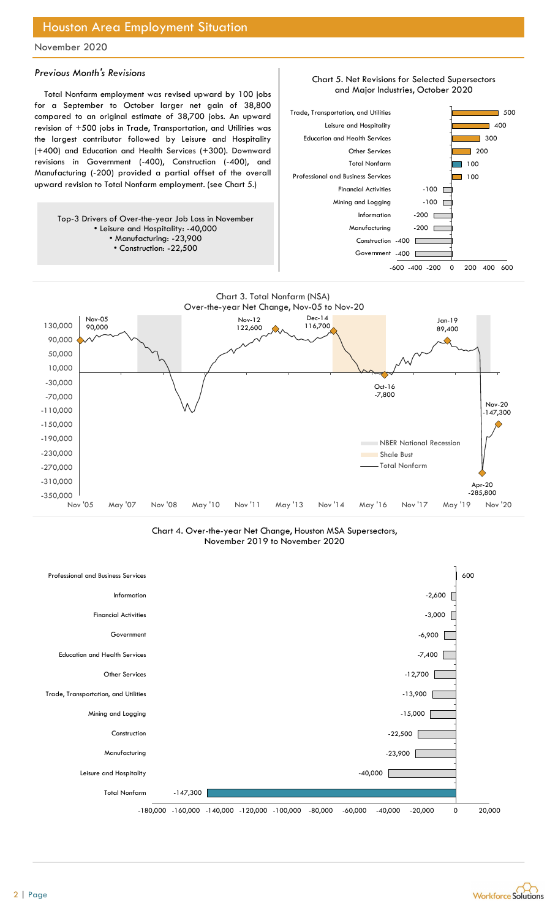# Houston Area Employment Situation

November 2020

### *Previous Month's Revisions*

Total Nonfarm employment was revised upward by 100 jobs for a September to October larger net gain of 38,800 compared to an original estimate of 38,700 jobs. An upward revision of +500 jobs in Trade, Transportation, and Utilities was the largest contributor followed by Leisure and Hospitality (+400) and Education and Health Services (+300). Downward revisions in Government (-400), Construction (-400), and Manufacturing (-200) provided a partial offset of the overall upward revision to Total Nonfarm employment. (see Chart 5.)

Top-3 Drivers of Over-the-year Job Loss in November
- Leisure and Hospitality: -40,000
- Manufacturing: -23,900
- Construction: -22,500

**Chart 5. Net Revisions for Selected Supersectors and Major Industries, October 2020**

| Industry | Revision |
|---|---|
| Trade, Transportation, and Utilities | 500 |
| Leisure and Hospitality | 400 |
| Education and Health Services | 300 |
| Other Services | 200 |
| Total Nonfarm | 100 |
| Professional and Business Services | 100 |
| Financial Activities | -100 |
| Mining and Logging | -100 |
| Information | -200 |
| Manufacturing | -200 |
| Construction | -400 |
| Government | -400 |

**Chart 3. Total Nonfarm (NSA) Over-the-year Net Change, Nov-05 to Nov-20**

Labeled points: Nov-05: 90,000; Nov-12: 122,600; Dec-14: 116,700; Oct-16: -7,800; Jan-19: 89,400; Apr-20: -285,800; Nov-20: -147,300

Legend: NBER National Recession; Shale Bust; Total Nonfarm

**Chart 4. Over-the-year Net Change, Houston MSA Supersectors, November 2019 to November 2020**

| Supersector | Net Change |
|---|---|
| Professional and Business Services | 600 |
| Information | -2,600 |
| Financial Activities | -3,000 |
| Government | -6,900 |
| Education and Health Services | -7,400 |
| Other Services | -12,700 |
| Trade, Transportation, and Utilities | -13,900 |
| Mining and Logging | -15,000 |
| Construction | -22,500 |
| Manufacturing | -23,900 |
| Leisure and Hospitality | -40,000 |
| Total Nonfarm | -147,300 |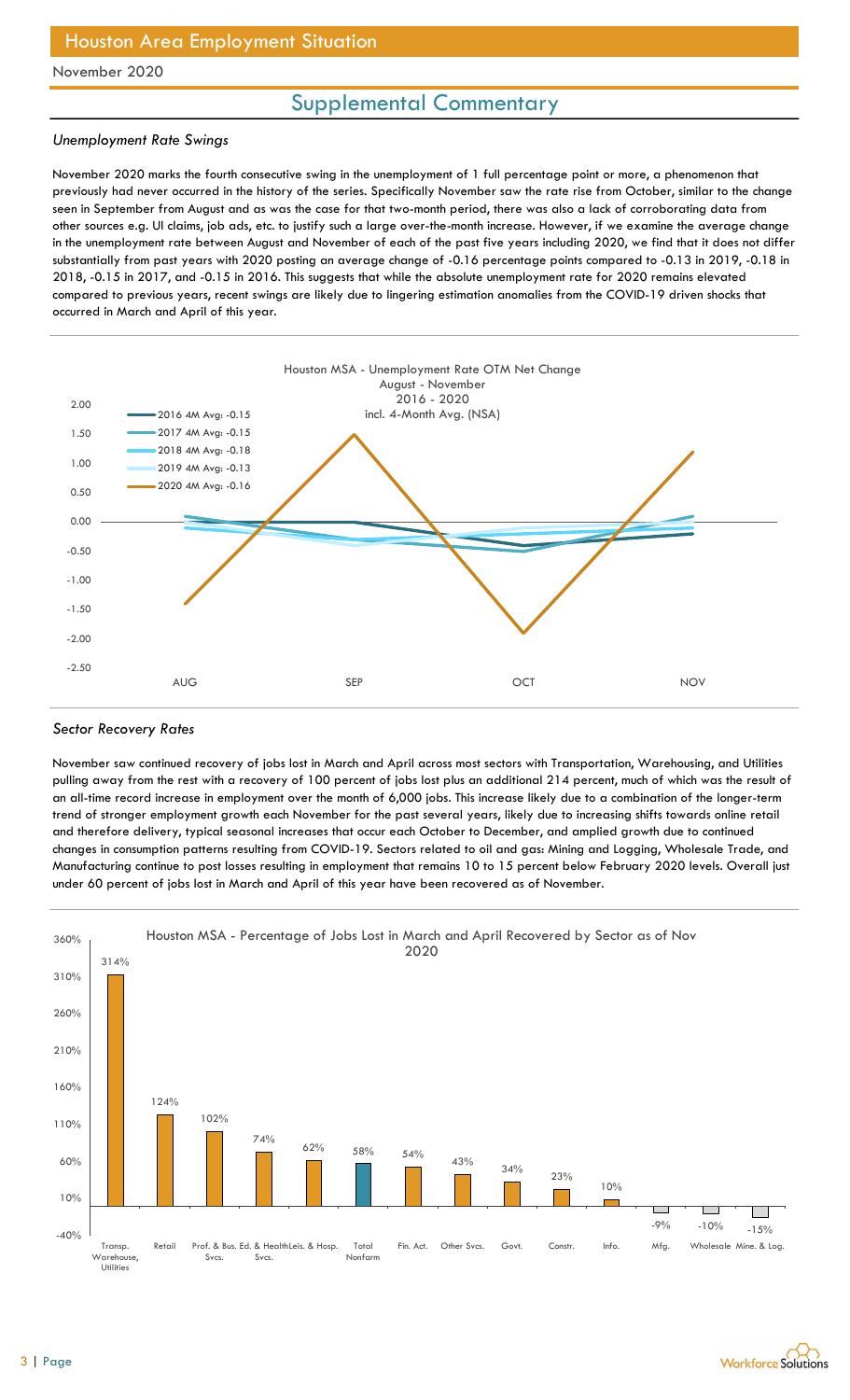Houston Area Employment Situation

November 2020

## Supplemental Commentary

### *Unemployment Rate Swings*

November 2020 marks the fourth consecutive swing in the unemployment of 1 full percentage point or more, a phenomenon that previously had never occurred in the history of the series. Specifically November saw the rate rise from October, similar to the change seen in September from August and as was the case for that two-month period, there was also a lack of corroborating data from other sources e.g. UI claims, job ads, etc. to justify such a large over-the-month increase. However, if we examine the average change in the unemployment rate between August and November of each of the past five years including 2020, we find that it does not differ substantially from past years with 2020 posting an average change of -0.16 percentage points compared to -0.13 in 2019, -0.18 in 2018, -0.15 in 2017, and -0.15 in 2016. This suggests that while the absolute unemployment rate for 2020 remains elevated compared to previous years, recent swings are likely due to lingering estimation anomalies from the COVID-19 driven shocks that occurred in March and April of this year.

Houston MSA - Unemployment Rate OTM Net Change August - November 2016 - 2020 incl. 4-Month Avg. (NSA)

- 2016 4M Avg: -0.15
- 2017 4M Avg: -0.15
- 2018 4M Avg: -0.18
- 2019 4M Avg: -0.13
- 2020 4M Avg: -0.16

### *Sector Recovery Rates*

November saw continued recovery of jobs lost in March and April across most sectors with Transportation, Warehousing, and Utilities pulling away from the rest with a recovery of 100 percent of jobs lost plus an additional 214 percent, much of which was the result of an all-time record increase in employment over the month of 6,000 jobs. This increase likely due to a combination of the longer-term trend of stronger employment growth each November for the past several years, likely due to increasing shifts towards online retail and therefore delivery, typical seasonal increases that occur each October to December, and amplied growth due to continued changes in consumption patterns resulting from COVID-19. Sectors related to oil and gas: Mining and Logging, Wholesale Trade, and Manufacturing continue to post losses resulting in employment that remains 10 to 15 percent below February 2020 levels. Overall just under 60 percent of jobs lost in March and April of this year have been recovered as of November.

Houston MSA - Percentage of Jobs Lost in March and April Recovered by Sector as of Nov 2020

| Sector | Percent Recovered |
|---|---|
| Transp. Warehouse, Utilities | 314% |
| Retail | 124% |
| Prof. & Bus. Svcs. | 102% |
| Ed. & Health Svcs. | 74% |
| Leis. & Hosp. | 62% |
| Total Nonfarm | 58% |
| Fin. Act. | 54% |
| Other Svcs. | 43% |
| Govt. | 34% |
| Constr. | 23% |
| Info. | 10% |
| Mfg. | -9% |
| Wholesale | -10% |
| Mine. & Log. | -15% |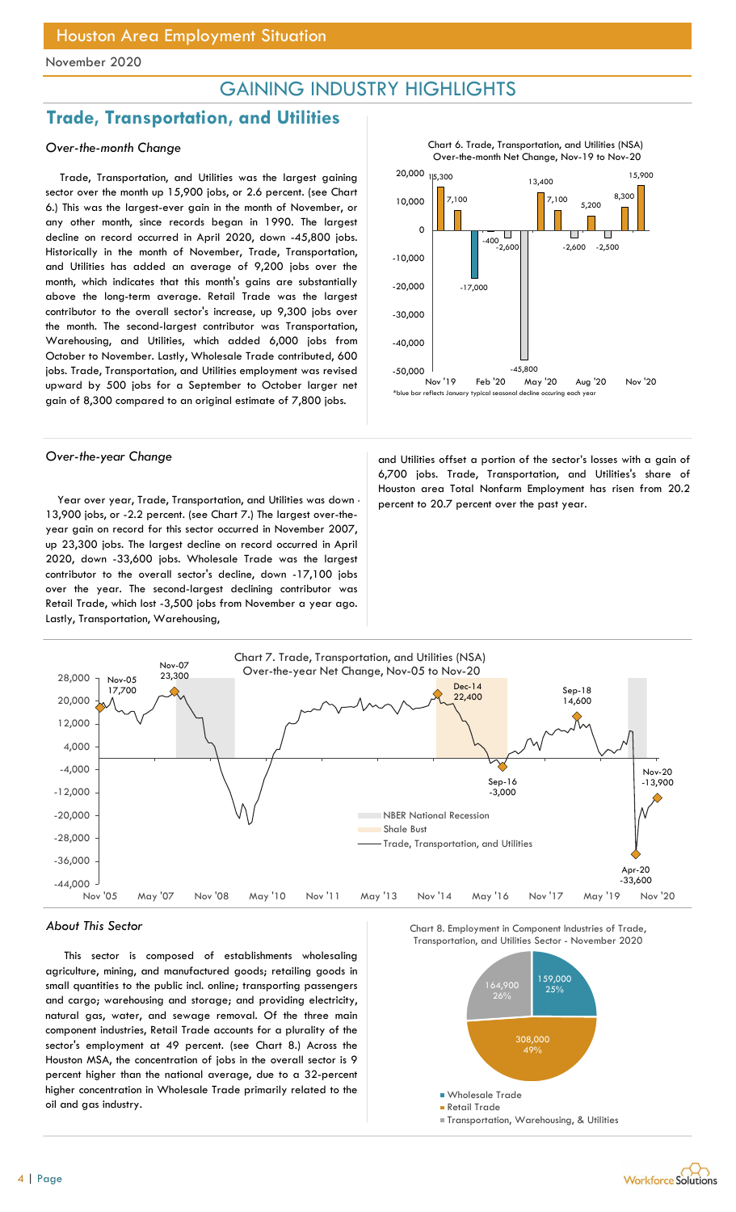# GAINING INDUSTRY HIGHLIGHTS

## Trade, Transportation, and Utilities

### *Over-the-month Change*

Trade, Transportation, and Utilities was the largest gaining sector over the month up 15,900 jobs, or 2.6 percent. (see Chart 6.) This was the largest-ever gain in the month of November, or any other month, since records began in 1990. The largest decline on record occurred in April 2020, down -45,800 jobs. Historically in the month of November, Trade, Transportation, and Utilities has added an average of 9,200 jobs over the month, which indicates that this month's gains are substantially above the long-term average. Retail Trade was the largest contributor to the overall sector's increase, up 9,300 jobs over the month. The second-largest contributor was Transportation, Warehousing, and Utilities, which added 6,000 jobs from October to November. Lastly, Wholesale Trade contributed, 600 jobs. Trade, Transportation, and Utilities employment was revised upward by 500 jobs for a September to October larger net gain of 8,300 compared to an original estimate of 7,800 jobs.

Chart 6. Trade, Transportation, and Utilities (NSA) Over-the-month Net Change, Nov-19 to Nov-20

| Nov '19 | Dec '19 | Jan '20 | Feb '20 | Mar '20 | Apr '20 | May '20 | Jun '20 | Jul '20 | Aug '20 | Sep '20 | Oct '20 | Nov '20 |
|---|---|---|---|---|---|---|---|---|---|---|---|---|
| 15,300 | 7,100 | -17,000 | -400 | -2,600 | -45,800 | 13,400 | 7,100 | -2,600 | 5,200 | -2,500 | 8,300 | 15,900 |

*blue bar reflects January typical seasonal decline occuring each year

### *Over-the-year Change*

Year over year, Trade, Transportation, and Utilities was down -13,900 jobs, or -2.2 percent. (see Chart 7.) The largest over-the-year gain on record for this sector occurred in November 2007, up 23,300 jobs. The largest decline on record occurred in April 2020, down -33,600 jobs. Wholesale Trade was the largest contributor to the overall sector's decline, down -17,100 jobs over the year. The second-largest declining contributor was Retail Trade, which lost -3,500 jobs from November a year ago. Lastly, Transportation, Warehousing, and Utilities offset a portion of the sector's losses with a gain of 6,700 jobs. Trade, Transportation, and Utilities's share of Houston area Total Nonfarm Employment has risen from 20.2 percent to 20.7 percent over the past year.

Chart 7. Trade, Transportation, and Utilities (NSA) Over-the-year Net Change, Nov-05 to Nov-20

Labeled points: Nov-05 17,700; Nov-07 23,300; Dec-14 22,400; Sep-16 -3,000; Sep-18 14,600; Apr-20 -33,600; Nov-20 -13,900

Legend: NBER National Recession; Shale Bust; Trade, Transportation, and Utilities

### *About This Sector*

This sector is composed of establishments wholesaling agriculture, mining, and manufactured goods; retailing goods in small quantities to the public incl. online; transporting passengers and cargo; warehousing and storage; and providing electricity, natural gas, water, and sewage removal. Of the three main component industries, Retail Trade accounts for a plurality of the sector's employment at 49 percent. (see Chart 8.) Across the Houston MSA, the concentration of jobs in the overall sector is 9 percent higher than the national average, due to a 32-percent higher concentration in Wholesale Trade primarily related to the oil and gas industry.

Chart 8. Employment in Component Industries of Trade, Transportation, and Utilities Sector - November 2020

| Component | Employment | Share |
|---|---|---|
| Wholesale Trade | 159,000 | 25% |
| Retail Trade | 308,000 | 49% |
| Transportation, Warehousing, & Utilities | 164,900 | 26% |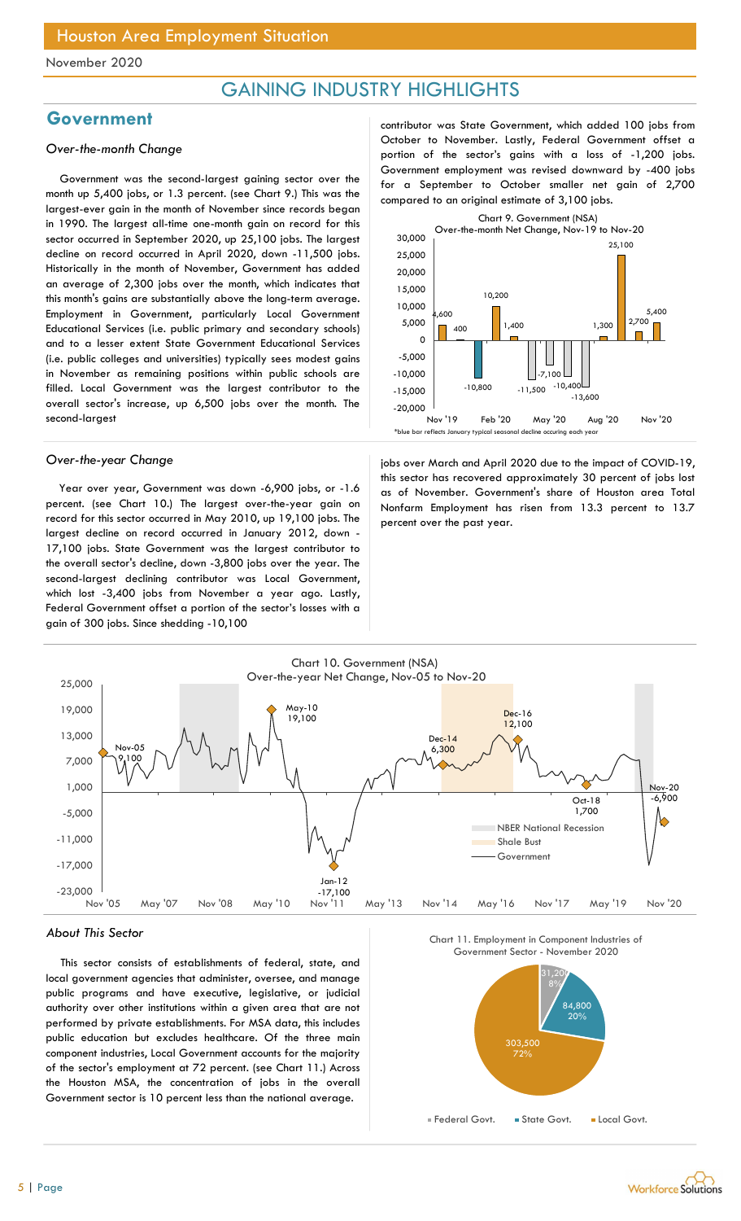# GAINING INDUSTRY HIGHLIGHTS

## Government

### *Over-the-month Change*

Government was the second-largest gaining sector over the month up 5,400 jobs, or 1.3 percent. (see Chart 9.) This was the largest-ever gain in the month of November since records began in 1990. The largest all-time one-month gain on record for this sector occurred in September 2020, up 25,100 jobs. The largest decline on record occurred in April 2020, down -11,500 jobs. Historically in the month of November, Government has added an average of 2,300 jobs over the month, which indicates that this month's gains are substantially above the long-term average. Employment in Government, particularly Local Government Educational Services (i.e. public primary and secondary schools) and to a lesser extent State Government Educational Services (i.e. public colleges and universities) typically sees modest gains in November as remaining positions within public schools are filled. Local Government was the largest contributor to the overall sector's increase, up 6,500 jobs over the month. The second-largest contributor was State Government, which added 100 jobs from October to November. Lastly, Federal Government offset a portion of the sector's gains with a loss of -1,200 jobs. Government employment was revised downward by -400 jobs for a September to October smaller net gain of 2,700 compared to an original estimate of 3,100 jobs.

Chart 9. Government (NSA) Over-the-month Net Change, Nov-19 to Nov-20

*blue bar reflects January typical seasonal decline occuring each year

### *Over-the-year Change*

Year over year, Government was down -6,900 jobs, or -1.6 percent. (see Chart 10.) The largest over-the-year gain on record for this sector occurred in May 2010, up 19,100 jobs. The largest decline on record occurred in January 2012, down -17,100 jobs. State Government was the largest contributor to the overall sector's decline, down -3,800 jobs over the year. The second-largest declining contributor was Local Government, which lost -3,400 jobs from November a year ago. Lastly, Federal Government offset a portion of the sector's losses with a gain of 300 jobs. Since shedding -10,100 jobs over March and April 2020 due to the impact of COVID-19, this sector has recovered approximately 30 percent of jobs lost as of November. Government's share of Houston area Total Nonfarm Employment has risen from 13.3 percent to 13.7 percent over the past year.

Chart 10. Government (NSA) Over-the-year Net Change, Nov-05 to Nov-20

### *About This Sector*

This sector consists of establishments of federal, state, and local government agencies that administer, oversee, and manage public programs and have executive, legislative, or judicial authority over other institutions within a given area that are not performed by private establishments. For MSA data, this includes public education but excludes healthcare. Of the three main component industries, Local Government accounts for the majority of the sector's employment at 72 percent. (see Chart 11.) Across the Houston MSA, the concentration of jobs in the overall Government sector is 10 percent less than the national average.

Chart 11. Employment in Component Industries of Government Sector - November 2020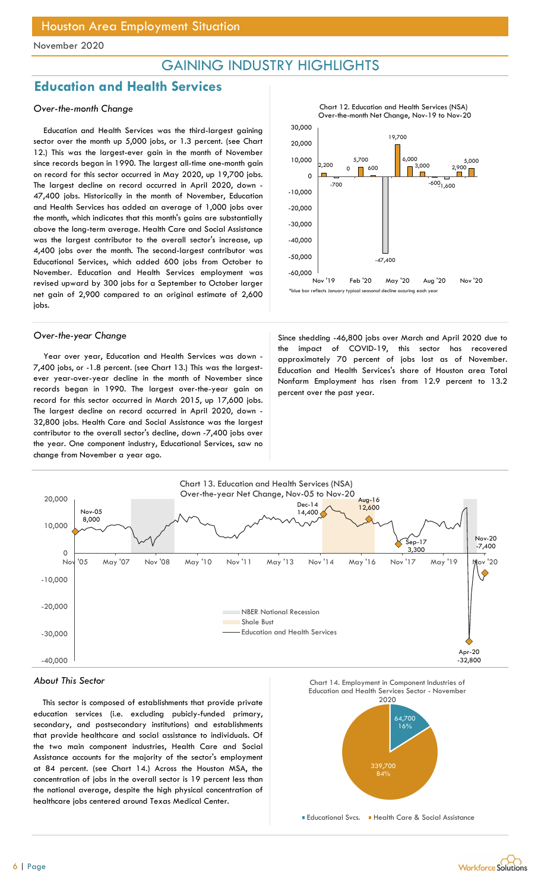# GAINING INDUSTRY HIGHLIGHTS

## Education and Health Services

### *Over-the-month Change*

Education and Health Services was the third-largest gaining sector over the month up 5,000 jobs, or 1.3 percent. (see Chart 12.) This was the largest-ever gain in the month of November since records began in 1990. The largest all-time one-month gain on record for this sector occurred in May 2020, up 19,700 jobs. The largest decline on record occurred in April 2020, down -47,400 jobs. Historically in the month of November, Education and Health Services has added an average of 1,000 jobs over the month, which indicates that this month's gains are substantially above the long-term average. Health Care and Social Assistance was the largest contributor to the overall sector's increase, up 4,400 jobs over the month. The second-largest contributor was Educational Services, which added 600 jobs from October to November. Education and Health Services employment was revised upward by 300 jobs for a September to October larger net gain of 2,900 compared to an original estimate of 2,600 jobs.

Chart 12. Education and Health Services (NSA) Over-the-month Net Change, Nov-19 to Nov-20

*blue bar reflects January typical seasonal decline occuring each year

### *Over-the-year Change*

Year over year, Education and Health Services was down -7,400 jobs, or -1.8 percent. (see Chart 13.) This was the largest-ever year-over-year decline in the month of November since records began in 1990. The largest over-the-year gain on record for this sector occurred in March 2015, up 17,600 jobs. The largest decline on record occurred in April 2020, down -32,800 jobs. Health Care and Social Assistance was the largest contributor to the overall sector's decline, down -7,400 jobs over the year. One component industry, Educational Services, saw no change from November a year ago.

Since shedding -46,800 jobs over March and April 2020 due to the impact of COVID-19, this sector has recovered approximately 70 percent of jobs lost as of November. Education and Health Services's share of Houston area Total Nonfarm Employment has risen from 12.9 percent to 13.2 percent over the past year.

Chart 13. Education and Health Services (NSA) Over-the-year Net Change, Nov-05 to Nov-20

### *About This Sector*

This sector is composed of establishments that provide private education services (i.e. excluding pubicly-funded primary, secondary, and postsecondary institutions) and establishments that provide healthcare and social assistance to individuals. Of the two main component industries, Health Care and Social Assistance accounts for the majority of the sector's employment at 84 percent. (see Chart 14.) Across the Houston MSA, the concentration of jobs in the overall sector is 19 percent less than the national average, despite the high physical concentration of healthcare jobs centered around Texas Medical Center.

Chart 14. Employment in Component Industries of Education and Health Services Sector - November 2020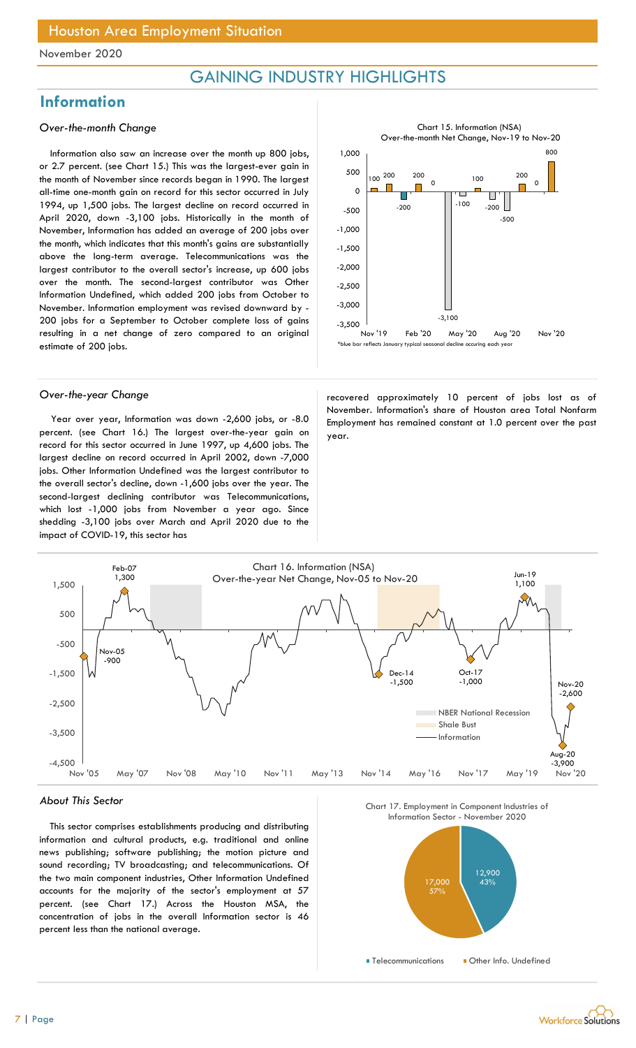## GAINING INDUSTRY HIGHLIGHTS

## Information

### *Over-the-month Change*

Information also saw an increase over the month up 800 jobs, or 2.7 percent. (see Chart 15.) This was the largest-ever gain in the month of November since records began in 1990. The largest all-time one-month gain on record for this sector occurred in July 1994, up 1,500 jobs. The largest decline on record occurred in April 2020, down -3,100 jobs. Historically in the month of November, Information has added an average of 200 jobs over the month, which indicates that this month's gains are substantially above the long-term average. Telecommunications was the largest contributor to the overall sector's increase, up 600 jobs over the month. The second-largest contributor was Other Information Undefined, which added 200 jobs from October to November. Information employment was revised downward by -200 jobs for a September to October complete loss of gains resulting in a net change of zero compared to an original estimate of 200 jobs.

Chart 15. Information (NSA) Over-the-month Net Change, Nov-19 to Nov-20

*blue bar reflects January typical seasonal decline occuring each year

### *Over-the-year Change*

Year over year, Information was down -2,600 jobs, or -8.0 percent. (see Chart 16.) The largest over-the-year gain on record for this sector occurred in June 1997, up 4,600 jobs. The largest decline on record occurred in April 2002, down -7,000 jobs. Other Information Undefined was the largest contributor to the overall sector's decline, down -1,600 jobs over the year. The second-largest declining contributor was Telecommunications, which lost -1,000 jobs from November a year ago. Since shedding -3,100 jobs over March and April 2020 due to the impact of COVID-19, this sector has recovered approximately 10 percent of jobs lost as of November. Information's share of Houston area Total Nonfarm Employment has remained constant at 1.0 percent over the past year.

Chart 16. Information (NSA) Over-the-year Net Change, Nov-05 to Nov-20

### *About This Sector*

This sector comprises establishments producing and distributing information and cultural products, e.g. traditional and online news publishing; software publishing; the motion picture and sound recording; TV broadcasting; and telecommunications. Of the two main component industries, Other Information Undefined accounts for the majority of the sector's employment at 57 percent. (see Chart 17.) Across the Houston MSA, the concentration of jobs in the overall Information sector is 46 percent less than the national average.

Chart 17. Employment in Component Industries of Information Sector - November 2020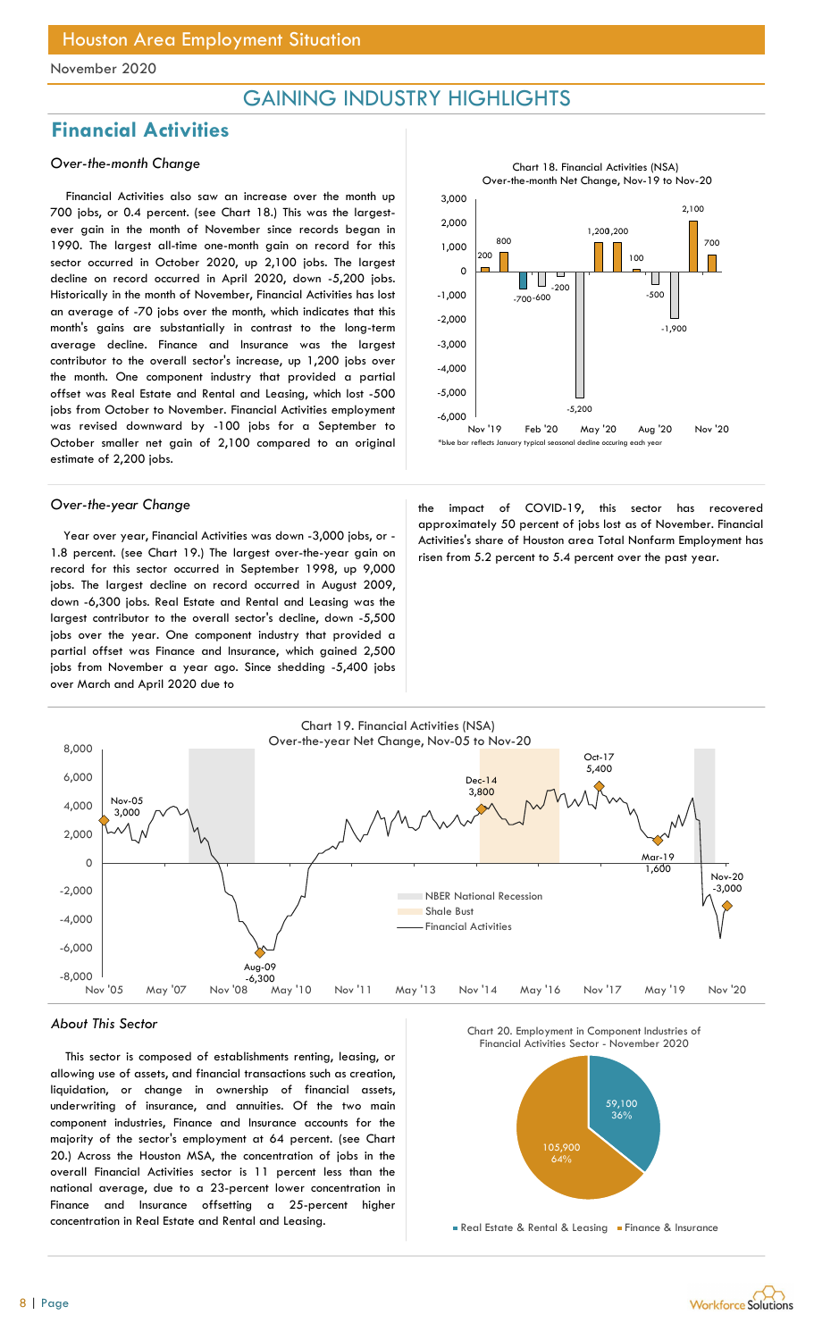# GAINING INDUSTRY HIGHLIGHTS

## Financial Activities

### *Over-the-month Change*

Financial Activities also saw an increase over the month up 700 jobs, or 0.4 percent. (see Chart 18.) This was the largest-ever gain in the month of November since records began in 1990. The largest all-time one-month gain on record for this sector occurred in October 2020, up 2,100 jobs. The largest decline on record occurred in April 2020, down -5,200 jobs. Historically in the month of November, Financial Activities has lost an average of -70 jobs over the month, which indicates that this month's gains are substantially in contrast to the long-term average decline. Finance and Insurance was the largest contributor to the overall sector's increase, up 1,200 jobs over the month. One component industry that provided a partial offset was Real Estate and Rental and Leasing, which lost -500 jobs from October to November. Financial Activities employment was revised downward by -100 jobs for a September to October smaller net gain of 2,100 compared to an original estimate of 2,200 jobs.

Chart 18. Financial Activities (NSA) Over-the-month Net Change, Nov-19 to Nov-20

*blue bar reflects January typical seasonal decline occuring each year

### *Over-the-year Change*

Year over year, Financial Activities was down -3,000 jobs, or -1.8 percent. (see Chart 19.) The largest over-the-year gain on record for this sector occurred in September 1998, up 9,000 jobs. The largest decline on record occurred in August 2009, down -6,300 jobs. Real Estate and Rental and Leasing was the largest contributor to the overall sector's decline, down -5,500 jobs over the year. One component industry that provided a partial offset was Finance and Insurance, which gained 2,500 jobs from November a year ago. Since shedding -5,400 jobs over March and April 2020 due to the impact of COVID-19, this sector has recovered approximately 50 percent of jobs lost as of November. Financial Activities's share of Houston area Total Nonfarm Employment has risen from 5.2 percent to 5.4 percent over the past year.

Chart 19. Financial Activities (NSA) Over-the-year Net Change, Nov-05 to Nov-20

### *About This Sector*

This sector is composed of establishments renting, leasing, or allowing use of assets, and financial transactions such as creation, liquidation, or change in ownership of financial assets, underwriting of insurance, and annuities. Of the two main component industries, Finance and Insurance accounts for the majority of the sector's employment at 64 percent. (see Chart 20.) Across the Houston MSA, the concentration of jobs in the overall Financial Activities sector is 11 percent less than the national average, due to a 23-percent lower concentration in Finance and Insurance offsetting a 25-percent higher concentration in Real Estate and Rental and Leasing.

Chart 20. Employment in Component Industries of Financial Activities Sector - November 2020

| Component Industry | Employment | Share |
|---|---|---|
| Real Estate & Rental & Leasing | 59,100 | 36% |
| Finance & Insurance | 105,900 | 64% |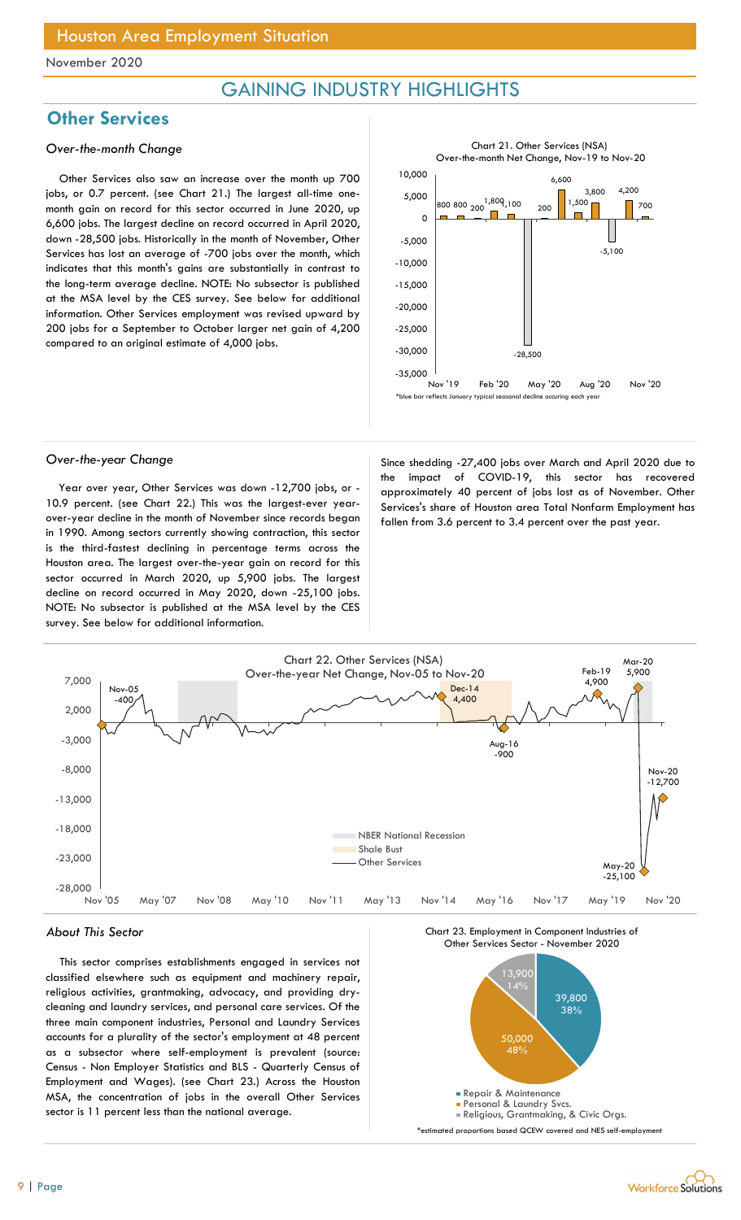## GAINING INDUSTRY HIGHLIGHTS

## Other Services

### *Over-the-month Change*

Other Services also saw an increase over the month up 700 jobs, or 0.7 percent. (see Chart 21.) The largest all-time one-month gain on record for this sector occurred in June 2020, up 6,600 jobs. The largest decline on record occurred in April 2020, down -28,500 jobs. Historically in the month of November, Other Services has lost an average of -700 jobs over the month, which indicates that this month's gains are substantially in contrast to the long-term average decline. NOTE: No subsector is published at the MSA level by the CES survey. See below for additional information. Other Services employment was revised upward by 200 jobs for a September to October larger net gain of 4,200 compared to an original estimate of 4,000 jobs.

Chart 21. Other Services (NSA)
Over-the-month Net Change, Nov-19 to Nov-20

*blue bar reflects January typical seasonal decline occuring each year

### *Over-the-year Change*

Year over year, Other Services was down -12,700 jobs, or -10.9 percent. (see Chart 22.) This was the largest-ever year-over-year decline in the month of November since records began in 1990. Among sectors currently showing contraction, this sector is the third-fastest declining in percentage terms across the Houston area. The largest over-the-year gain on record for this sector occurred in March 2020, up 5,900 jobs. The largest decline on record occurred in May 2020, down -25,100 jobs. NOTE: No subsector is published at the MSA level by the CES survey. See below for additional information.

Since shedding -27,400 jobs over March and April 2020 due to the impact of COVID-19, this sector has recovered approximately 40 percent of jobs lost as of November. Other Services's share of Houston area Total Nonfarm Employment has fallen from 3.6 percent to 3.4 percent over the past year.

Chart 22. Other Services (NSA)
Over-the-year Net Change, Nov-05 to Nov-20

### *About This Sector*

This sector comprises establishments engaged in services not classified elsewhere such as equipment and machinery repair, religious activities, grantmaking, advocacy, and providing dry-cleaning and laundry services, and personal care services. Of the three main component industries, Personal and Laundry Services accounts for a plurality of the sector's employment at 48 percent as a subsector where self-employment is prevalent (source: Census - Non Employer Statistics and BLS - Quarterly Census of Employment and Wages). (see Chart 23.) Across the Houston MSA, the concentration of jobs in the overall Other Services sector is 11 percent less than the national average.

Chart 23. Employment in Component Industries of Other Services Sector - November 2020

*estimated proportions based QCEW covered and NES self-employment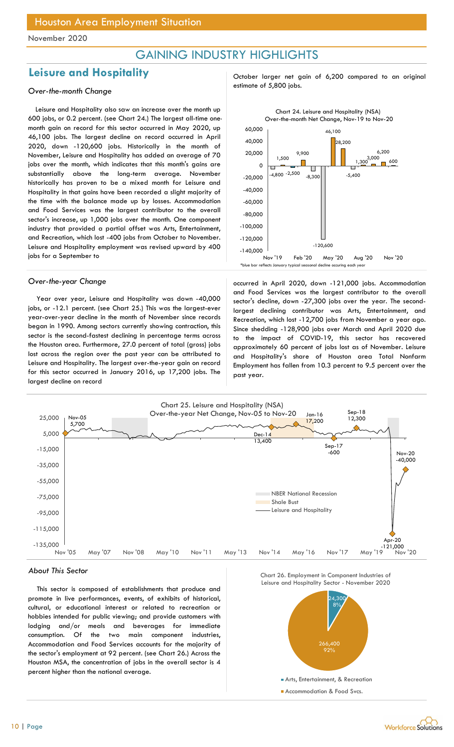# Houston Area Employment Situation

November 2020

## GAINING INDUSTRY HIGHLIGHTS

## Leisure and Hospitality

### *Over-the-month Change*

Leisure and Hospitality also saw an increase over the month up 600 jobs, or 0.2 percent. (see Chart 24.) The largest all-time one-month gain on record for this sector occurred in May 2020, up 46,100 jobs. The largest decline on record occurred in April 2020, down -120,600 jobs. Historically in the month of November, Leisure and Hospitality has added an average of 70 jobs over the month, which indicates that this month's gains are substantially above the long-term average. November historically has proven to be a mixed month for Leisure and Hospitality in that gains have been recorded a slight majority of the time with the balance made up by losses. Accommodation and Food Services was the largest contributor to the overall sector's increase, up 1,000 jobs over the month. One component industry that provided a partial offset was Arts, Entertainment, and Recreation, which lost -400 jobs from October to November. Leisure and Hospitality employment was revised upward by 400 jobs for a September to October larger net gain of 6,200 compared to an original estimate of 5,800 jobs.

Chart 24. Leisure and Hospitality (NSA) Over-the-month Net Change, Nov-19 to Nov-20

*blue bar reflects January typical seasonal decline occuring each year

### *Over-the-year Change*

Year over year, Leisure and Hospitality was down -40,000 jobs, or -12.1 percent. (see Chart 25.) This was the largest-ever year-over-year decline in the month of November since records began in 1990. Among sectors currently showing contraction, this sector is the second-fastest declining in percentage terms across the Houston area. Furthermore, 27.0 percent of total (gross) jobs lost across the region over the past year can be attributed to Leisure and Hospitality. The largest over-the-year gain on record for this sector occurred in January 2016, up 17,200 jobs. The largest decline on record occurred in April 2020, down -121,000 jobs. Accommodation and Food Services was the largest contributor to the overall sector's decline, down -27,300 jobs over the year. The second-largest declining contributor was Arts, Entertainment, and Recreation, which lost -12,700 jobs from November a year ago. Since shedding -128,900 jobs over March and April 2020 due to the impact of COVID-19, this sector has recovered approximately 60 percent of jobs lost as of November. Leisure and Hospitality's share of Houston area Total Nonfarm Employment has fallen from 10.3 percent to 9.5 percent over the past year.

Chart 25. Leisure and Hospitality (NSA) Over-the-year Net Change, Nov-05 to Nov-20

### *About This Sector*

This sector is composed of establishments that produce and promote in live performances, events, of exhibits of historical, cultural, or educational interest or related to recreation or hobbies intended for public viewing; and provide customers with lodging and/or meals and beverages for immediate consumption. Of the two main component industries, Accommodation and Food Services accounts for the majority of the sector's employment at 92 percent. (see Chart 26.) Across the Houston MSA, the concentration of jobs in the overall sector is 4 percent higher than the national average.

Chart 26. Employment in Component Industries of Leisure and Hospitality Sector - November 2020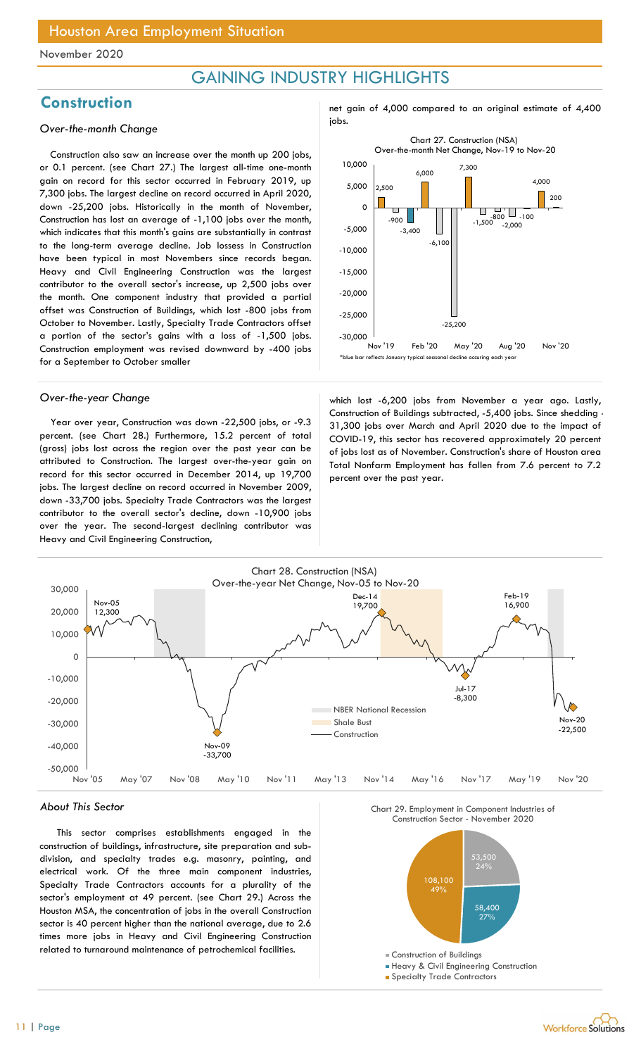# GAINING INDUSTRY HIGHLIGHTS

## Construction

### *Over-the-month Change*

Construction also saw an increase over the month up 200 jobs, or 0.1 percent. (see Chart 27.) The largest all-time one-month gain on record for this sector occurred in February 2019, up 7,300 jobs. The largest decline on record occurred in April 2020, down -25,200 jobs. Historically in the month of November, Construction has lost an average of -1,100 jobs over the month, which indicates that this month's gains are substantially in contrast to the long-term average decline. Job lossess in Construction have been typical in most Novembers since records began. Heavy and Civil Engineering Construction was the largest contributor to the overall sector's increase, up 2,500 jobs over the month. One component industry that provided a partial offset was Construction of Buildings, which lost -800 jobs from October to November. Lastly, Specialty Trade Contractors offset a portion of the sector's gains with a loss of -1,500 jobs. Construction employment was revised downward by -400 jobs for a September to October smaller net gain of 4,000 compared to an original estimate of 4,400 jobs.

Chart 27. Construction (NSA)
Over-the-month Net Change, Nov-19 to Nov-20

*blue bar reflects January typical seasonal decline occuring each year

### *Over-the-year Change*

Year over year, Construction was down -22,500 jobs, or -9.3 percent. (see Chart 28.) Furthermore, 15.2 percent of total (gross) jobs lost across the region over the past year can be attributed to Construction. The largest over-the-year gain on record for this sector occurred in December 2014, up 19,700 jobs. The largest decline on record occurred in November 2009, down -33,700 jobs. Specialty Trade Contractors was the largest contributor to the overall sector's decline, down -10,900 jobs over the year. The second-largest declining contributor was Heavy and Civil Engineering Construction, which lost -6,200 jobs from November a year ago. Lastly, Construction of Buildings subtracted, -5,400 jobs. Since shedding -31,300 jobs over March and April 2020 due to the impact of COVID-19, this sector has recovered approximately 20 percent of jobs lost as of November. Construction's share of Houston area Total Nonfarm Employment has fallen from 7.6 percent to 7.2 percent over the past year.

Chart 28. Construction (NSA)
Over-the-year Net Change, Nov-05 to Nov-20

### *About This Sector*

This sector comprises establishments engaged in the construction of buildings, infrastructure, site preparation and sub-division, and specialty trades e.g. masonry, painting, and electrical work. Of the three main component industries, Specialty Trade Contractors accounts for a plurality of the sector's employment at 49 percent. (see Chart 29.) Across the Houston MSA, the concentration of jobs in the overall Construction sector is 40 percent higher than the national average, due to 2.6 times more jobs in Heavy and Civil Engineering Construction related to turnaround maintenance of petrochemical facilities.

Chart 29. Employment in Component Industries of Construction Sector - November 2020

| Component Industry | Employment | Share |
|---|---|---|
| Construction of Buildings | 53,500 | 24% |
| Heavy & Civil Engineering Construction | 58,400 | 27% |
| Specialty Trade Contractors | 108,100 | 49% |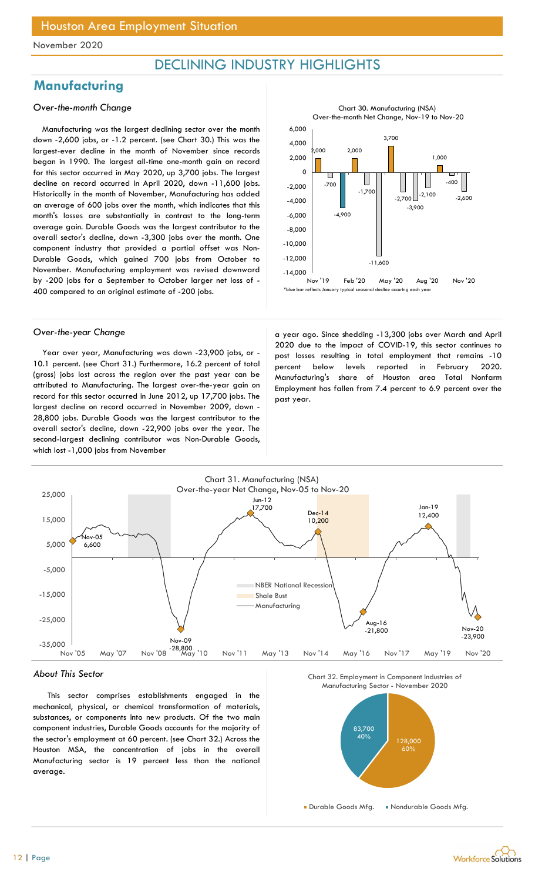# Houston Area Employment Situation

November 2020

## DECLINING INDUSTRY HIGHLIGHTS

## Manufacturing

### *Over-the-month Change*

Manufacturing was the largest declining sector over the month down -2,600 jobs, or -1.2 percent. (see Chart 30.) This was the largest-ever decline in the month of November since records began in 1990. The largest all-time one-month gain on record for this sector occurred in May 2020, up 3,700 jobs. The largest decline on record occurred in April 2020, down -11,600 jobs. Historically in the month of November, Manufacturing has added an average of 600 jobs over the month, which indicates that this month's losses are substantially in contrast to the long-term average gain. Durable Goods was the largest contributor to the overall sector's decline, down -3,300 jobs over the month. One component industry that provided a partial offset was Non-Durable Goods, which gained 700 jobs from October to November. Manufacturing employment was revised downward by -200 jobs for a September to October larger net loss of -400 compared to an original estimate of -200 jobs.

Chart 30. Manufacturing (NSA) Over-the-month Net Change, Nov-19 to Nov-20

*blue bar reflects January typical seasonal decline occuring each year

### *Over-the-year Change*

Year over year, Manufacturing was down -23,900 jobs, or -10.1 percent. (see Chart 31.) Furthermore, 16.2 percent of total (gross) jobs lost across the region over the past year can be attributed to Manufacturing. The largest over-the-year gain on record for this sector occurred in June 2012, up 17,700 jobs. The largest decline on record occurred in November 2009, down -28,800 jobs. Durable Goods was the largest contributor to the overall sector's decline, down -22,900 jobs over the year. The second-largest declining contributor was Non-Durable Goods, which lost -1,000 jobs from November a year ago. Since shedding -13,300 jobs over March and April 2020 due to the impact of COVID-19, this sector continues to post losses resulting in total employment that remains -10 percent below levels reported in February 2020. Manufacturing's share of Houston area Total Nonfarm Employment has fallen from 7.4 percent to 6.9 percent over the past year.

Chart 31. Manufacturing (NSA) Over-the-year Net Change, Nov-05 to Nov-20

### *About This Sector*

This sector comprises establishments engaged in the mechanical, physical, or chemical transformation of materials, substances, or components into new products. Of the two main component industries, Durable Goods accounts for the majority of the sector's employment at 60 percent. (see Chart 32.) Across the Houston MSA, the concentration of jobs in the overall Manufacturing sector is 19 percent less than the national average.

Chart 32. Employment in Component Industries of Manufacturing Sector - November 2020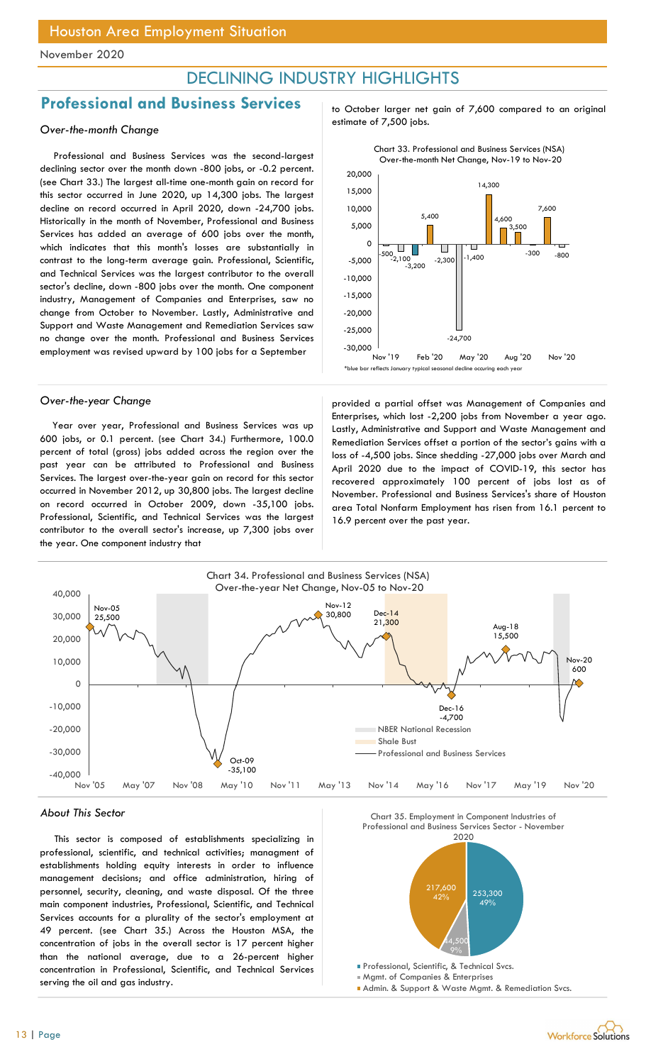## DECLINING INDUSTRY HIGHLIGHTS

## Professional and Business Services

### *Over-the-month Change*

Professional and Business Services was the second-largest declining sector over the month down -800 jobs, or -0.2 percent. (see Chart 33.) The largest all-time one-month gain on record for this sector occurred in June 2020, up 14,300 jobs. The largest decline on record occurred in April 2020, down -24,700 jobs. Historically in the month of November, Professional and Business Services has added an average of 600 jobs over the month, which indicates that this month's losses are substantially in contrast to the long-term average gain. Professional, Scientific, and Technical Services was the largest contributor to the overall sector's decline, down -800 jobs over the month. One component industry, Management of Companies and Enterprises, saw no change from October to November. Lastly, Administrative and Support and Waste Management and Remediation Services saw no change over the month. Professional and Business Services employment was revised upward by 100 jobs for a September to October larger net gain of 7,600 compared to an original estimate of 7,500 jobs.

Chart 33. Professional and Business Services (NSA) Over-the-month Net Change, Nov-19 to Nov-20

*blue bar reflects January typical seasonal decline occuring each year

### *Over-the-year Change*

Year over year, Professional and Business Services was up 600 jobs, or 0.1 percent. (see Chart 34.) Furthermore, 100.0 percent of total (gross) jobs added across the region over the past year can be attributed to Professional and Business Services. The largest over-the-year gain on record for this sector occurred in November 2012, up 30,800 jobs. The largest decline on record occurred in October 2009, down -35,100 jobs. Professional, Scientific, and Technical Services was the largest contributor to the overall sector's increase, up 7,300 jobs over the year. One component industry that provided a partial offset was Management of Companies and Enterprises, which lost -2,200 jobs from November a year ago. Lastly, Administrative and Support and Waste Management and Remediation Services offset a portion of the sector's gains with a loss of -4,500 jobs. Since shedding -27,000 jobs over March and April 2020 due to the impact of COVID-19, this sector has recovered approximately 100 percent of jobs lost as of November. Professional and Business Services's share of Houston area Total Nonfarm Employment has risen from 16.1 percent to 16.9 percent over the past year.

Chart 34. Professional and Business Services (NSA) Over-the-year Net Change, Nov-05 to Nov-20

### *About This Sector*

This sector is composed of establishments specializing in professional, scientific, and technical activities; managment of establishments holding equity interests in order to influence management decisions; and office administration, hiring of personnel, security, cleaning, and waste disposal. Of the three main component industries, Professional, Scientific, and Technical Services accounts for a plurality of the sector's employment at 49 percent. (see Chart 35.) Across the Houston MSA, the concentration of jobs in the overall sector is 17 percent higher than the national average, due to a 26-percent higher concentration in Professional, Scientific, and Technical Services serving the oil and gas industry.

Chart 35. Employment in Component Industries of Professional and Business Services Sector - November 2020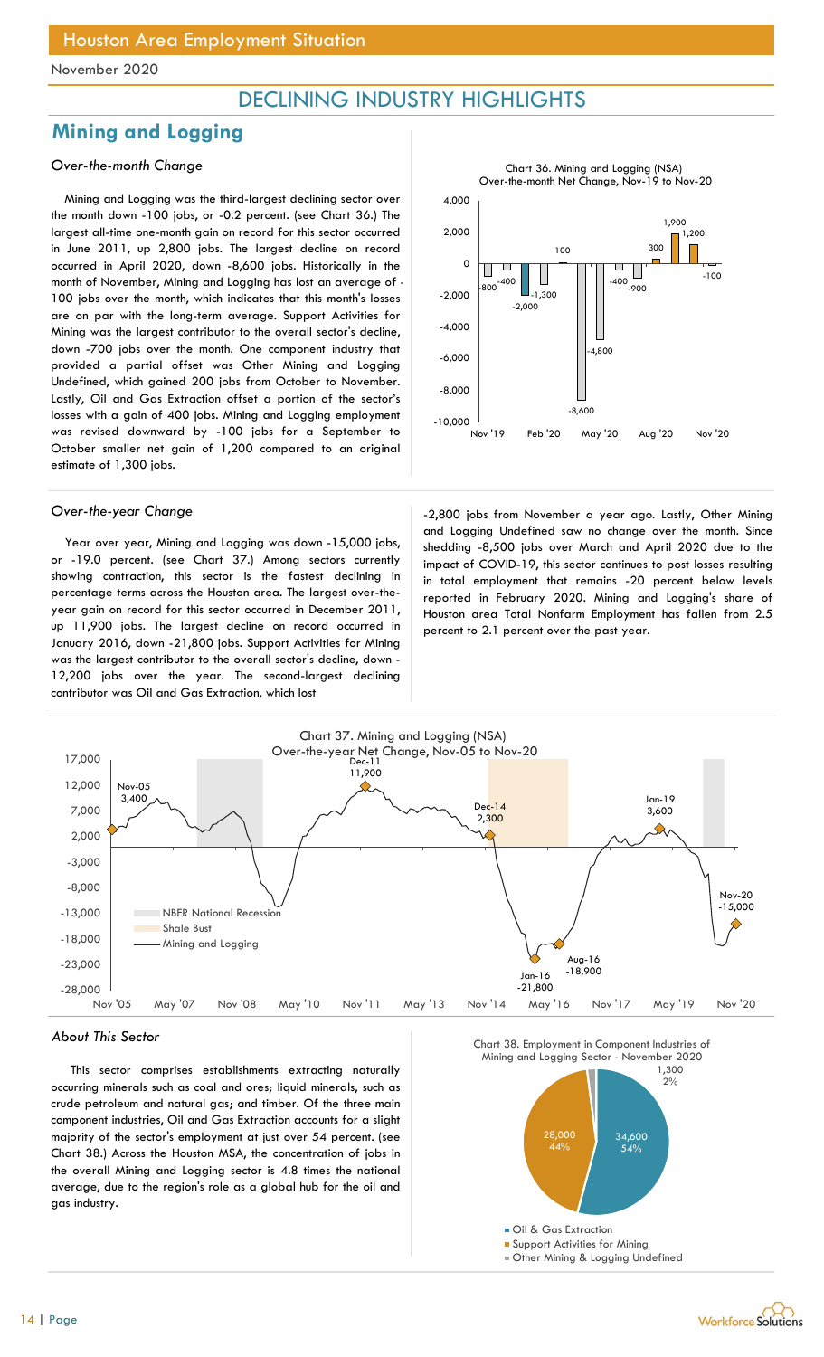Houston Area Employment Situation

November 2020

# DECLINING INDUSTRY HIGHLIGHTS

## Mining and Logging

### *Over-the-month Change*

Mining and Logging was the third-largest declining sector over the month down -100 jobs, or -0.2 percent. (see Chart 36.) The largest all-time one-month gain on record for this sector occurred in June 2011, up 2,800 jobs. The largest decline on record occurred in April 2020, down -8,600 jobs. Historically in the month of November, Mining and Logging has lost an average of -100 jobs over the month, which indicates that this month's losses are on par with the long-term average. Support Activities for Mining was the largest contributor to the overall sector's decline, down -700 jobs over the month. One component industry that provided a partial offset was Other Mining and Logging Undefined, which gained 200 jobs from October to November. Lastly, Oil and Gas Extraction offset a portion of the sector's losses with a gain of 400 jobs. Mining and Logging employment was revised downward by -100 jobs for a September to October smaller net gain of 1,200 compared to an original estimate of 1,300 jobs.

Chart 36. Mining and Logging (NSA) Over-the-month Net Change, Nov-19 to Nov-20

### *Over-the-year Change*

Year over year, Mining and Logging was down -15,000 jobs, or -19.0 percent. (see Chart 37.) Among sectors currently showing contraction, this sector is the fastest declining in percentage terms across the Houston area. The largest over-the-year gain on record for this sector occurred in December 2011, up 11,900 jobs. The largest decline on record occurred in January 2016, down -21,800 jobs. Support Activities for Mining was the largest contributor to the overall sector's decline, down -12,200 jobs over the year. The second-largest declining contributor was Oil and Gas Extraction, which lost -2,800 jobs from November a year ago. Lastly, Other Mining and Logging Undefined saw no change over the month. Since shedding -8,500 jobs over March and April 2020 due to the impact of COVID-19, this sector continues to post losses resulting in total employment that remains -20 percent below levels reported in February 2020. Mining and Logging's share of Houston area Total Nonfarm Employment has fallen from 2.5 percent to 2.1 percent over the past year.

Chart 37. Mining and Logging (NSA) Over-the-year Net Change, Nov-05 to Nov-20

### *About This Sector*

This sector comprises establishments extracting naturally occurring minerals such as coal and ores; liquid minerals, such as crude petroleum and natural gas; and timber. Of the three main component industries, Oil and Gas Extraction accounts for a slight majority of the sector's employment at just over 54 percent. (see Chart 38.) Across the Houston MSA, the concentration of jobs in the overall Mining and Logging sector is 4.8 times the national average, due to the region's role as a global hub for the oil and gas industry.

Chart 38. Employment in Component Industries of Mining and Logging Sector - November 2020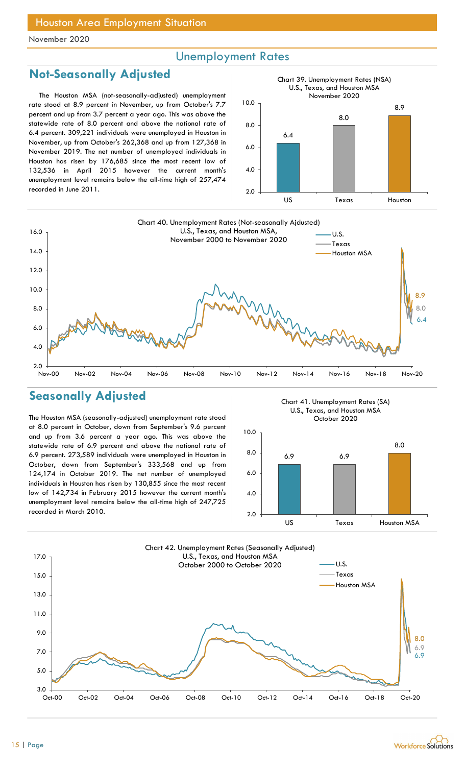Houston Area Employment Situation

November 2020

## Unemployment Rates

## Not-Seasonally Adjusted

The Houston MSA (not-seasonally-adjusted) unemployment rate stood at 8.9 percent in November, up from October's 7.7 percent and up from 3.7 percent a year ago. This was above the statewide rate of 8.0 percent and above the national rate of 6.4 percent. 309,221 individuals were unemployed in Houston in November, up from October's 262,368 and up from 127,368 in November 2019. The net number of unemployed individuals in Houston has risen by 176,685 since the most recent low of 132,536 in April 2015 however the current month's unemployment level remains below the all-time high of 257,474 recorded in June 2011.

Chart 39. Unemployment Rates (NSA) U.S., Texas, and Houston MSA November 2020

| | US | Texas | Houston |
|---|---|---|---|
| Rate | 6.4 | 8.0 | 8.9 |

Chart 40. Unemployment Rates (Not-seasonally Ajdusted) U.S., Texas, and Houston MSA, November 2000 to November 2020

U.S. 6.4; Texas 8.0; Houston MSA 8.9

## Seasonally Adjusted

The Houston MSA (seasonally-adjusted) unemployment rate stood at 8.0 percent in October, down from September's 9.6 percent and up from 3.6 percent a year ago. This was above the statewide rate of 6.9 percent and above the national rate of 6.9 percent. 273,589 individuals were unemployed in Houston in October, down from September's 333,568 and up from 124,174 in October 2019. The net number of unemployed individuals in Houston has risen by 130,855 since the most recent low of 142,734 in February 2015 however the current month's unemployment level remains below the all-time high of 247,725 recorded in March 2010.

Chart 41. Unemployment Rates (SA) U.S., Texas, and Houston MSA October 2020

| | US | Texas | Houston MSA |
|---|---|---|---|
| Rate | 6.9 | 6.9 | 8.0 |

Chart 42. Unemployment Rates (Seasonally Adjusted) U.S., Texas, and Houston MSA October 2000 to October 2020

U.S. 6.9; Texas 6.9; Houston MSA 8.0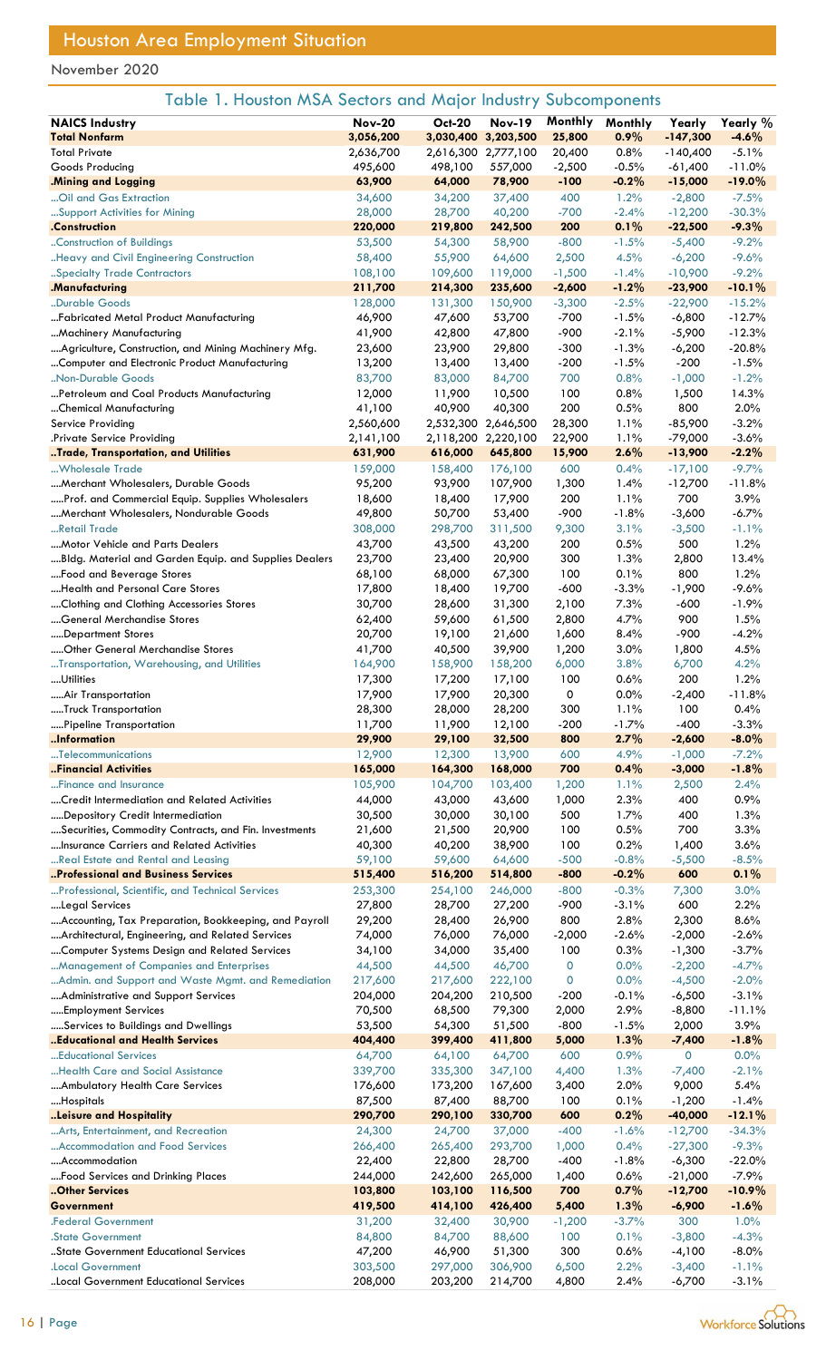# Houston Area Employment Situation

November 2020

## Table 1. Houston MSA Sectors and Major Industry Subcomponents

| NAICS Industry | Nov-20 | Oct-20 | Nov-19 | Monthly | Monthly | Yearly | Yearly % |
|---|---|---|---|---|---|---|---|
| **Total Nonfarm** | **3,056,200** | **3,030,400** | **3,203,500** | **25,800** | **0.9%** | **-147,300** | **-4.6%** |
| Total Private | 2,636,700 | 2,616,300 | 2,777,100 | 20,400 | 0.8% | -140,400 | -5.1% |
| Goods Producing | 495,600 | 498,100 | 557,000 | -2,500 | -0.5% | -61,400 | -11.0% |
| **.Mining and Logging** | **63,900** | **64,000** | **78,900** | **-100** | **-0.2%** | **-15,000** | **-19.0%** |
| ...Oil and Gas Extraction | 34,600 | 34,200 | 37,400 | 400 | 1.2% | -2,800 | -7.5% |
| ...Support Activities for Mining | 28,000 | 28,700 | 40,200 | -700 | -2.4% | -12,200 | -30.3% |
| **.Construction** | **220,000** | **219,800** | **242,500** | **200** | **0.1%** | **-22,500** | **-9.3%** |
| ..Construction of Buildings | 53,500 | 54,300 | 58,900 | -800 | -1.5% | -5,400 | -9.2% |
| ..Heavy and Civil Engineering Construction | 58,400 | 55,900 | 64,600 | 2,500 | 4.5% | -6,200 | -9.6% |
| ..Specialty Trade Contractors | 108,100 | 109,600 | 119,000 | -1,500 | -1.4% | -10,900 | -9.2% |
| **.Manufacturing** | **211,700** | **214,300** | **235,600** | **-2,600** | **-1.2%** | **-23,900** | **-10.1%** |
| ..Durable Goods | 128,000 | 131,300 | 150,900 | -3,300 | -2.5% | -22,900 | -15.2% |
| ...Fabricated Metal Product Manufacturing | 46,900 | 47,600 | 53,700 | -700 | -1.5% | -6,800 | -12.7% |
| ...Machinery Manufacturing | 41,900 | 42,800 | 47,800 | -900 | -2.1% | -5,900 | -12.3% |
| ....Agriculture, Construction, and Mining Machinery Mfg. | 23,600 | 23,900 | 29,800 | -300 | -1.3% | -6,200 | -20.8% |
| ...Computer and Electronic Product Manufacturing | 13,200 | 13,400 | 13,400 | -200 | -1.5% | -200 | -1.5% |
| ..Non-Durable Goods | 83,700 | 83,000 | 84,700 | 700 | 0.8% | -1,000 | -1.2% |
| ...Petroleum and Coal Products Manufacturing | 12,000 | 11,900 | 10,500 | 100 | 0.8% | 1,500 | 14.3% |
| ...Chemical Manufacturing | 41,100 | 40,900 | 40,300 | 200 | 0.5% | 800 | 2.0% |
| Service Providing | 2,560,600 | 2,532,300 | 2,646,500 | 28,300 | 1.1% | -85,900 | -3.2% |
| .Private Service Providing | 2,141,100 | 2,118,200 | 2,220,100 | 22,900 | 1.1% | -79,000 | -3.6% |
| **..Trade, Transportation, and Utilities** | **631,900** | **616,000** | **645,800** | **15,900** | **2.6%** | **-13,900** | **-2.2%** |
| ...Wholesale Trade | 159,000 | 158,400 | 176,100 | 600 | 0.4% | -17,100 | -9.7% |
| ....Merchant Wholesalers, Durable Goods | 95,200 | 93,900 | 107,900 | 1,300 | 1.4% | -12,700 | -11.8% |
| .....Prof. and Commercial Equip. Supplies Wholesalers | 18,600 | 18,400 | 17,900 | 200 | 1.1% | 700 | 3.9% |
| ....Merchant Wholesalers, Nondurable Goods | 49,800 | 50,700 | 53,400 | -900 | -1.8% | -3,600 | -6.7% |
| ...Retail Trade | 308,000 | 298,700 | 311,500 | 9,300 | 3.1% | -3,500 | -1.1% |
| ....Motor Vehicle and Parts Dealers | 43,700 | 43,500 | 43,200 | 200 | 0.5% | 500 | 1.2% |
| ....Bldg. Material and Garden Equip. and Supplies Dealers | 23,700 | 23,400 | 20,900 | 300 | 1.3% | 2,800 | 13.4% |
| ....Food and Beverage Stores | 68,100 | 68,000 | 67,300 | 100 | 0.1% | 800 | 1.2% |
| ....Health and Personal Care Stores | 17,800 | 18,400 | 19,700 | -600 | -3.3% | -1,900 | -9.6% |
| ....Clothing and Clothing Accessories Stores | 30,700 | 28,600 | 31,300 | 2,100 | 7.3% | -600 | -1.9% |
| ....General Merchandise Stores | 62,400 | 59,600 | 61,500 | 2,800 | 4.7% | 900 | 1.5% |
| .....Department Stores | 20,700 | 19,100 | 21,600 | 1,600 | 8.4% | -900 | -4.2% |
| .....Other General Merchandise Stores | 41,700 | 40,500 | 39,900 | 1,200 | 3.0% | 1,800 | 4.5% |
| ...Transportation, Warehousing, and Utilities | 164,900 | 158,900 | 158,200 | 6,000 | 3.8% | 6,700 | 4.2% |
| ....Utilities | 17,300 | 17,200 | 17,100 | 100 | 0.6% | 200 | 1.2% |
| .....Air Transportation | 17,900 | 17,900 | 20,300 | 0 | 0.0% | -2,400 | -11.8% |
| .....Truck Transportation | 28,300 | 28,000 | 28,200 | 300 | 1.1% | 100 | 0.4% |
| .....Pipeline Transportation | 11,700 | 11,900 | 12,100 | -200 | -1.7% | -400 | -3.3% |
| **..Information** | **29,900** | **29,100** | **32,500** | **800** | **2.7%** | **-2,600** | **-8.0%** |
| ...Telecommunications | 12,900 | 12,300 | 13,900 | 600 | 4.9% | -1,000 | -7.2% |
| **..Financial Activities** | **165,000** | **164,300** | **168,000** | **700** | **0.4%** | **-3,000** | **-1.8%** |
| ...Finance and Insurance | 105,900 | 104,700 | 103,400 | 1,200 | 1.1% | 2,500 | 2.4% |
| ....Credit Intermediation and Related Activities | 44,000 | 43,000 | 43,600 | 1,000 | 2.3% | 400 | 0.9% |
| .....Depository Credit Intermediation | 30,500 | 30,000 | 30,100 | 500 | 1.7% | 400 | 1.3% |
| ....Securities, Commodity Contracts, and Fin. Investments | 21,600 | 21,500 | 20,900 | 100 | 0.5% | 700 | 3.3% |
| ....Insurance Carriers and Related Activities | 40,300 | 40,200 | 38,900 | 100 | 0.2% | 1,400 | 3.6% |
| ...Real Estate and Rental and Leasing | 59,100 | 59,600 | 64,600 | -500 | -0.8% | -5,500 | -8.5% |
| **..Professional and Business Services** | **515,400** | **516,200** | **514,800** | **-800** | **-0.2%** | **600** | **0.1%** |
| ...Professional, Scientific, and Technical Services | 253,300 | 254,100 | 246,000 | -800 | -0.3% | 7,300 | 3.0% |
| ....Legal Services | 27,800 | 28,700 | 27,200 | -900 | -3.1% | 600 | 2.2% |
| ....Accounting, Tax Preparation, Bookkeeping, and Payroll | 29,200 | 28,400 | 26,900 | 800 | 2.8% | 2,300 | 8.6% |
| ....Architectural, Engineering, and Related Services | 74,000 | 76,000 | 76,000 | -2,000 | -2.6% | -2,000 | -2.6% |
| ....Computer Systems Design and Related Services | 34,100 | 34,000 | 35,400 | 100 | 0.3% | -1,300 | -3.7% |
| ...Management of Companies and Enterprises | 44,500 | 44,500 | 46,700 | 0 | 0.0% | -2,200 | -4.7% |
| ...Admin. and Support and Waste Mgmt. and Remediation | 217,600 | 217,600 | 222,100 | 0 | 0.0% | -4,500 | -2.0% |
| ....Administrative and Support Services | 204,000 | 204,200 | 210,500 | -200 | -0.1% | -6,500 | -3.1% |
| .....Employment Services | 70,500 | 68,500 | 79,300 | 2,000 | 2.9% | -8,800 | -11.1% |
| .....Services to Buildings and Dwellings | 53,500 | 54,300 | 51,500 | -800 | -1.5% | 2,000 | 3.9% |
| **..Educational and Health Services** | **404,400** | **399,400** | **411,800** | **5,000** | **1.3%** | **-7,400** | **-1.8%** |
| ...Educational Services | 64,700 | 64,100 | 64,700 | 600 | 0.9% | 0 | 0.0% |
| ...Health Care and Social Assistance | 339,700 | 335,300 | 347,100 | 4,400 | 1.3% | -7,400 | -2.1% |
| ....Ambulatory Health Care Services | 176,600 | 173,200 | 167,600 | 3,400 | 2.0% | 9,000 | 5.4% |
| ....Hospitals | 87,500 | 87,400 | 88,700 | 100 | 0.1% | -1,200 | -1.4% |
| **..Leisure and Hospitality** | **290,700** | **290,100** | **330,700** | **600** | **0.2%** | **-40,000** | **-12.1%** |
| ...Arts, Entertainment, and Recreation | 24,300 | 24,700 | 37,000 | -400 | -1.6% | -12,700 | -34.3% |
| ...Accommodation and Food Services | 266,400 | 265,400 | 293,700 | 1,000 | 0.4% | -27,300 | -9.3% |
| ....Accommodation | 22,400 | 22,800 | 28,700 | -400 | -1.8% | -6,300 | -22.0% |
| ....Food Services and Drinking Places | 244,000 | 242,600 | 265,000 | 1,400 | 0.6% | -21,000 | -7.9% |
| **..Other Services** | **103,800** | **103,100** | **116,500** | **700** | **0.7%** | **-12,700** | **-10.9%** |
| **Government** | **419,500** | **414,100** | **426,400** | **5,400** | **1.3%** | **-6,900** | **-1.6%** |
| .Federal Government | 31,200 | 32,400 | 30,900 | -1,200 | -3.7% | 300 | 1.0% |
| .State Government | 84,800 | 84,700 | 88,600 | 100 | 0.1% | -3,800 | -4.3% |
| ..State Government Educational Services | 47,200 | 46,900 | 51,300 | 300 | 0.6% | -4,100 | -8.0% |
| .Local Government | 303,500 | 297,000 | 306,900 | 6,500 | 2.2% | -3,400 | -1.1% |
| ..Local Government Educational Services | 208,000 | 203,200 | 214,700 | 4,800 | 2.4% | -6,700 | -3.1% |